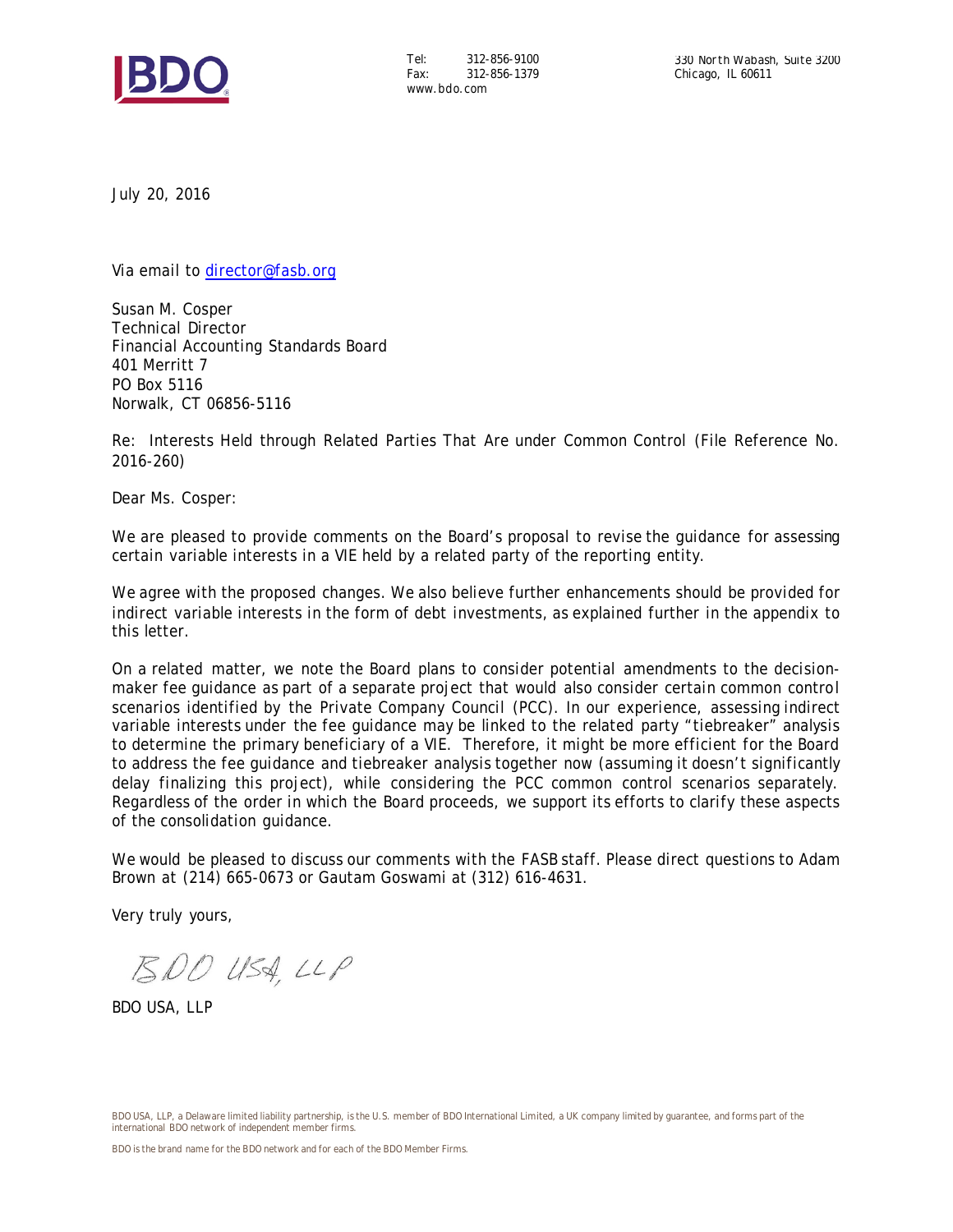BDO

Tel: 312-856-9100
Fax: 312-856-1379
www.bdo.com

330 North Wabash, Suite 3200
Chicago, IL 60611

July 20, 2016

Via email to director@fasb.org

Susan M. Cosper
Technical Director
Financial Accounting Standards Board
401 Merritt 7
PO Box 5116
Norwalk, CT 06856-5116

Re: Interests Held through Related Parties That Are under Common Control (File Reference No. 2016-260)

Dear Ms. Cosper:

We are pleased to provide comments on the Board's proposal to revise the guidance for assessing certain variable interests in a VIE held by a related party of the reporting entity.

We agree with the proposed changes. We also believe further enhancements should be provided for indirect variable interests in the form of debt investments, as explained further in the appendix to this letter.

On a related matter, we note the Board plans to consider potential amendments to the decision-maker fee guidance as part of a separate project that would also consider certain common control scenarios identified by the Private Company Council (PCC). In our experience, assessing indirect variable interests under the fee guidance may be linked to the related party "tiebreaker" analysis to determine the primary beneficiary of a VIE. Therefore, it might be more efficient for the Board to address the fee guidance and tiebreaker analysis together now (assuming it doesn't significantly delay finalizing this project), while considering the PCC common control scenarios separately. Regardless of the order in which the Board proceeds, we support its efforts to clarify these aspects of the consolidation guidance.

We would be pleased to discuss our comments with the FASB staff. Please direct questions to Adam Brown at (214) 665-0673 or Gautam Goswami at (312) 616-4631.

Very truly yours,

BDO USA, LLP

BDO USA, LLP

BDO USA, LLP, a Delaware limited liability partnership, is the U.S. member of BDO International Limited, a UK company limited by guarantee, and forms part of the international BDO network of independent member firms.

BDO is the brand name for the BDO network and for each of the BDO Member Firms.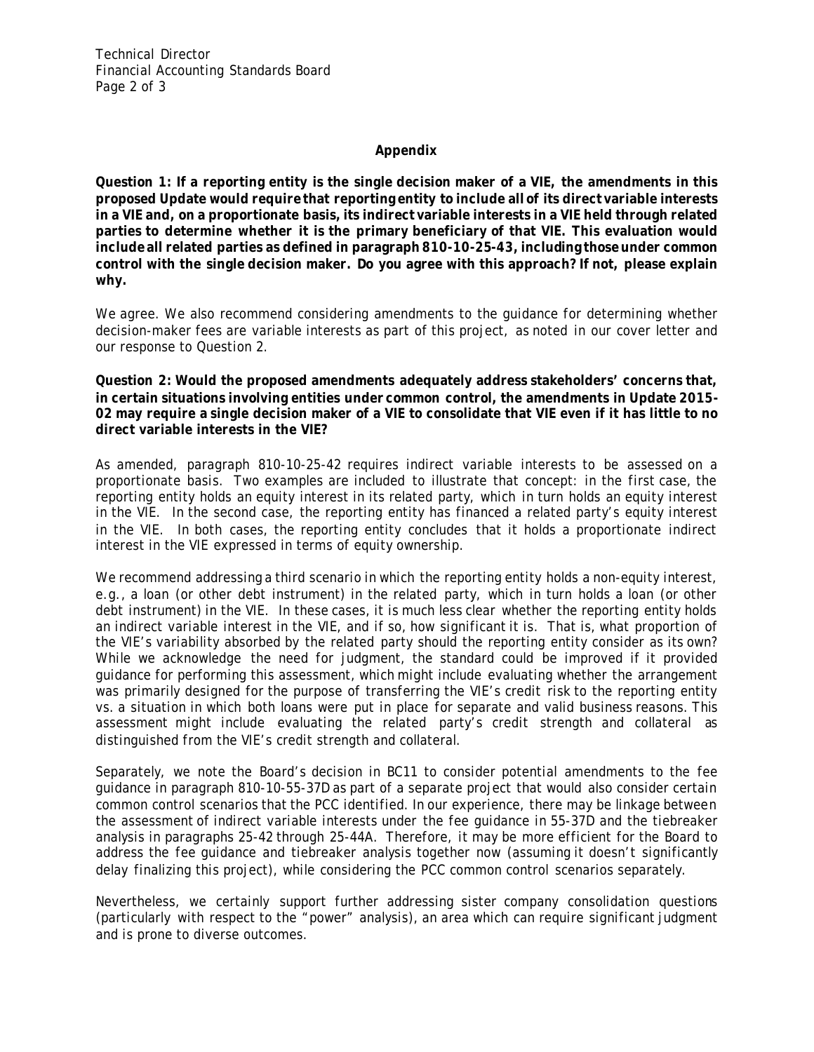**Appendix**

**Question 1: If a reporting entity is the single decision maker of a VIE, the amendments in this proposed Update would require that reporting entity to include all of its direct variable interests in a VIE and, on a proportionate basis, its indirect variable interests in a VIE held through related parties to determine whether it is the primary beneficiary of that VIE. This evaluation would include all related parties as defined in paragraph 810-10-25-43, including those under common control with the single decision maker. Do you agree with this approach? If not, please explain why.**

We agree. We also recommend considering amendments to the guidance for determining whether decision-maker fees are variable interests as part of this project, as noted in our cover letter and our response to Question 2.

**Question 2: Would the proposed amendments adequately address stakeholders' concerns that, in certain situations involving entities under common control, the amendments in Update 2015-02 may require a single decision maker of a VIE to consolidate that VIE even if it has little to no direct variable interests in the VIE?**

As amended, paragraph 810-10-25-42 requires indirect variable interests to be assessed on a proportionate basis. Two examples are included to illustrate that concept: in the first case, the reporting entity holds an equity interest in its related party, which in turn holds an equity interest in the VIE. In the second case, the reporting entity has financed a related party's equity interest in the VIE. In both cases, the reporting entity concludes that it holds a proportionate indirect interest in the VIE expressed in terms of equity ownership.

We recommend addressing a third scenario in which the reporting entity holds a non-equity interest, e.g., a loan (or other debt instrument) in the related party, which in turn holds a loan (or other debt instrument) in the VIE. In these cases, it is much less clear whether the reporting entity holds an indirect variable interest in the VIE, and if so, how significant it is. That is, what proportion of the VIE's variability absorbed by the related party should the reporting entity consider as its own? While we acknowledge the need for judgment, the standard could be improved if it provided guidance for performing this assessment, which might include evaluating whether the arrangement was primarily designed for the purpose of transferring the VIE's credit risk to the reporting entity vs. a situation in which both loans were put in place for separate and valid business reasons. This assessment might include evaluating the related party's credit strength and collateral as distinguished from the VIE's credit strength and collateral.

Separately, we note the Board's decision in BC11 to consider potential amendments to the fee guidance in paragraph 810-10-55-37D as part of a separate project that would also consider certain common control scenarios that the PCC identified. In our experience, there may be linkage between the assessment of indirect variable interests under the fee guidance in 55-37D and the tiebreaker analysis in paragraphs 25-42 through 25-44A. Therefore, it may be more efficient for the Board to address the fee guidance and tiebreaker analysis together now (assuming it doesn't significantly delay finalizing this project), while considering the PCC common control scenarios separately.

Nevertheless, we certainly support further addressing sister company consolidation questions (particularly with respect to the "power" analysis), an area which can require significant judgment and is prone to diverse outcomes.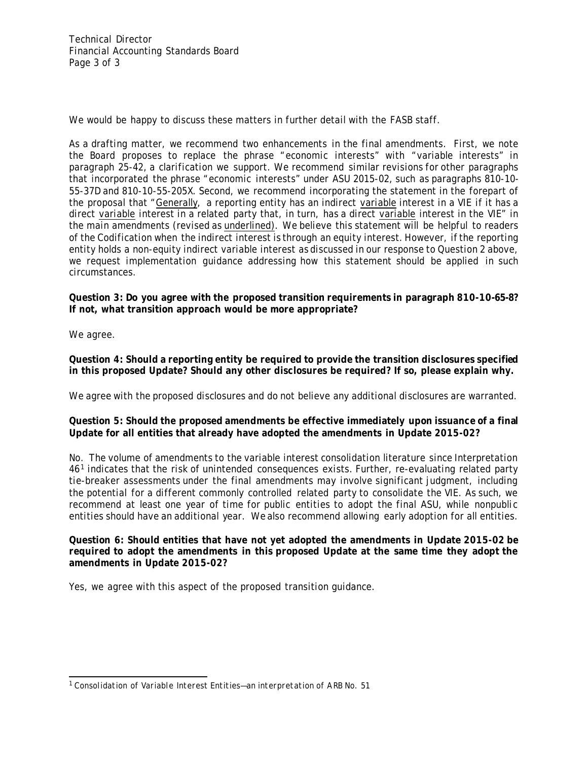We would be happy to discuss these matters in further detail with the FASB staff.

As a drafting matter, we recommend two enhancements in the final amendments. First, we note the Board proposes to replace the phrase "economic interests" with "variable interests" in paragraph 25-42, a clarification we support. We recommend similar revisions for other paragraphs that incorporated the phrase "economic interests" under ASU 2015-02, such as paragraphs 810-10-55-37D and 810-10-55-205X. Second, we recommend incorporating the statement in the forepart of the proposal that "<u>Generally</u>, a reporting entity has an indirect <u>variable</u> interest in a VIE if it has a direct <u>variable</u> interest in a related party that, in turn, has a direct <u>variable</u> interest in the VIE" in the main amendments (revised as <u>underlined</u>). We believe this statement will be helpful to readers of the Codification when the indirect interest is through an equity interest. However, if the reporting entity holds a non-equity indirect variable interest as discussed in our response to Question 2 above, we request implementation guidance addressing how this statement should be applied in such circumstances.

**Question 3: Do you agree with the proposed transition requirements in paragraph 810-10-65-8? If not, what transition approach would be more appropriate?**

We agree.

**Question 4: Should a reporting entity be required to provide the transition disclosures specified in this proposed Update? Should any other disclosures be required? If so, please explain why.**

We agree with the proposed disclosures and do not believe any additional disclosures are warranted.

**Question 5: Should the proposed amendments be effective immediately upon issuance of a final Update for all entities that already have adopted the amendments in Update 2015-02?**

No. The volume of amendments to the variable interest consolidation literature since Interpretation 46[1] indicates that the risk of unintended consequences exists. Further, re-evaluating related party tie-breaker assessments under the final amendments may involve significant judgment, including the potential for a different commonly controlled related party to consolidate the VIE. As such, we recommend at least one year of time for public entities to adopt the final ASU, while nonpublic entities should have an additional year. We also recommend allowing early adoption for all entities.

**Question 6: Should entities that have not yet adopted the amendments in Update 2015-02 be required to adopt the amendments in this proposed Update at the same time they adopt the amendments in Update 2015-02?**

Yes, we agree with this aspect of the proposed transition guidance.

---

[1] *Consolidation of Variable Interest Entities—an interpretation of ARB No. 51*